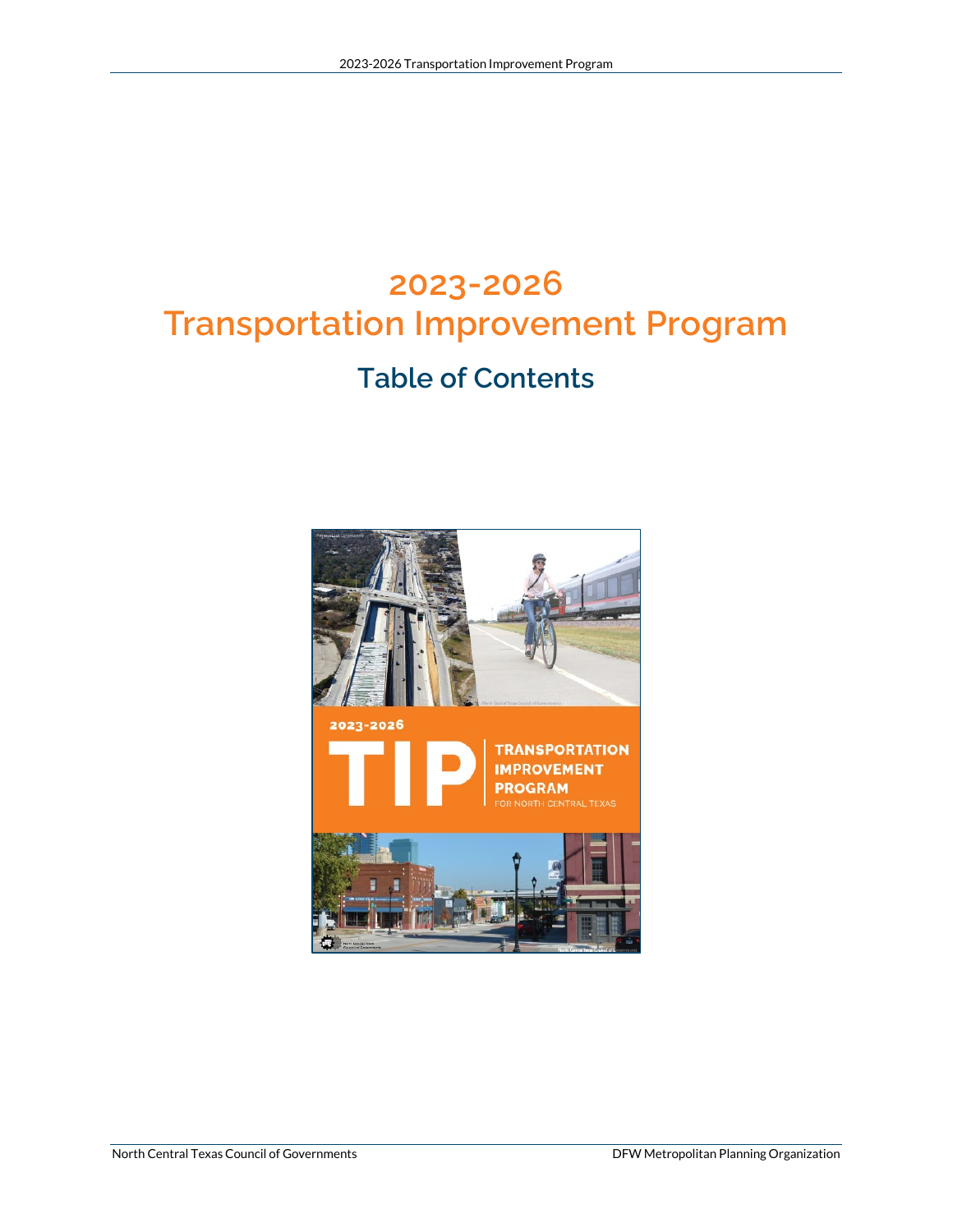# 2023-2026 Transportation Improvement Program

## Table of Contents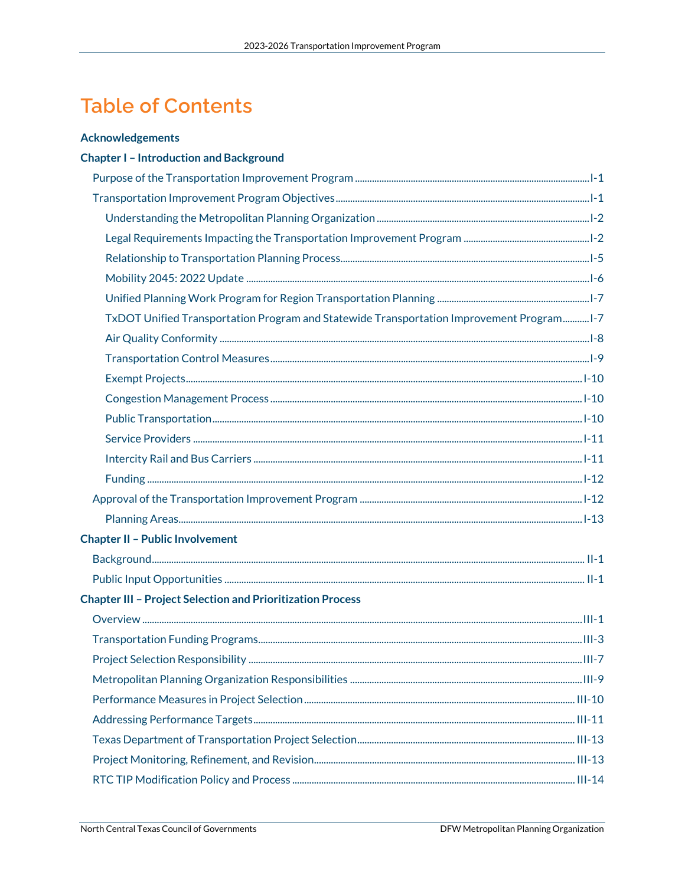# Table of Contents

**Acknowledgements**

**Chapter I – Introduction and Background**

- Purpose of the Transportation Improvement Program ........ I-1
- Transportation Improvement Program Objectives ........ I-1
  - Understanding the Metropolitan Planning Organization ........ I-2
  - Legal Requirements Impacting the Transportation Improvement Program ........ I-2
  - Relationship to Transportation Planning Process ........ I-5
  - Mobility 2045: 2022 Update ........ I-6
  - Unified Planning Work Program for Region Transportation Planning ........ I-7
  - TxDOT Unified Transportation Program and Statewide Transportation Improvement Program ........ I-7
  - Air Quality Conformity ........ I-8
  - Transportation Control Measures ........ I-9
  - Exempt Projects ........ I-10
  - Congestion Management Process ........ I-10
  - Public Transportation ........ I-10
  - Service Providers ........ I-11
  - Intercity Rail and Bus Carriers ........ I-11
  - Funding ........ I-12
- Approval of the Transportation Improvement Program ........ I-12
  - Planning Areas ........ I-13

**Chapter II – Public Involvement**

- Background ........ II-1
- Public Input Opportunities ........ II-1

**Chapter III – Project Selection and Prioritization Process**

- Overview ........ III-1
- Transportation Funding Programs ........ III-3
- Project Selection Responsibility ........ III-7
- Metropolitan Planning Organization Responsibilities ........ III-9
- Performance Measures in Project Selection ........ III-10
- Addressing Performance Targets ........ III-11
- Texas Department of Transportation Project Selection ........ III-13
- Project Monitoring, Refinement, and Revision ........ III-13
- RTC TIP Modification Policy and Process ........ III-14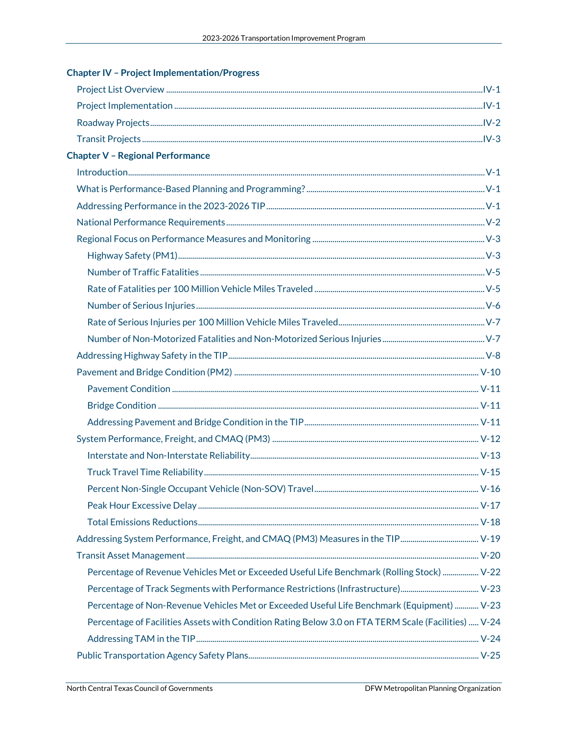**Chapter IV – Project Implementation/Progress**

- Project List Overview ..... IV-1
- Project Implementation ..... IV-1
- Roadway Projects ..... IV-2
- Transit Projects ..... IV-3

**Chapter V – Regional Performance**

- Introduction ..... V-1
- What is Performance-Based Planning and Programming? ..... V-1
- Addressing Performance in the 2023-2026 TIP ..... V-1
- National Performance Requirements ..... V-2
- Regional Focus on Performance Measures and Monitoring ..... V-3
  - Highway Safety (PM1) ..... V-3
  - Number of Traffic Fatalities ..... V-5
  - Rate of Fatalities per 100 Million Vehicle Miles Traveled ..... V-5
  - Number of Serious Injuries ..... V-6
  - Rate of Serious Injuries per 100 Million Vehicle Miles Traveled ..... V-7
  - Number of Non-Motorized Fatalities and Non-Motorized Serious Injuries ..... V-7
- Addressing Highway Safety in the TIP ..... V-8
- Pavement and Bridge Condition (PM2) ..... V-10
  - Pavement Condition ..... V-11
  - Bridge Condition ..... V-11
  - Addressing Pavement and Bridge Condition in the TIP ..... V-11
- System Performance, Freight, and CMAQ (PM3) ..... V-12
  - Interstate and Non-Interstate Reliability ..... V-13
  - Truck Travel Time Reliability ..... V-15
  - Percent Non-Single Occupant Vehicle (Non-SOV) Travel ..... V-16
  - Peak Hour Excessive Delay ..... V-17
  - Total Emissions Reductions ..... V-18
- Addressing System Performance, Freight, and CMAQ (PM3) Measures in the TIP ..... V-19
- Transit Asset Management ..... V-20
  - Percentage of Revenue Vehicles Met or Exceeded Useful Life Benchmark (Rolling Stock) ..... V-22
  - Percentage of Track Segments with Performance Restrictions (Infrastructure) ..... V-23
  - Percentage of Non-Revenue Vehicles Met or Exceeded Useful Life Benchmark (Equipment) ..... V-23
  - Percentage of Facilities Assets with Condition Rating Below 3.0 on FTA TERM Scale (Facilities) ..... V-24
  - Addressing TAM in the TIP ..... V-24
- Public Transportation Agency Safety Plans ..... V-25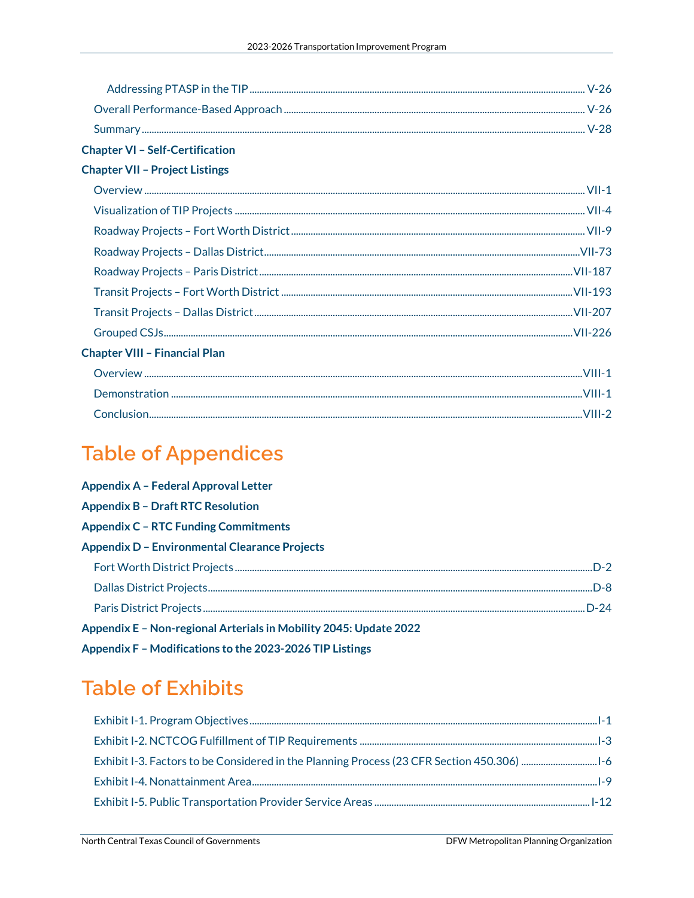Addressing PTASP in the TIP ........ V-26

Overall Performance-Based Approach ........ V-26

Summary ........ V-28

**Chapter VI – Self-Certification**

**Chapter VII – Project Listings**

Overview ........ VII-1

Visualization of TIP Projects ........ VII-4

Roadway Projects – Fort Worth District ........ VII-9

Roadway Projects – Dallas District ........ VII-73

Roadway Projects – Paris District ........ VII-187

Transit Projects – Fort Worth District ........ VII-193

Transit Projects – Dallas District ........ VII-207

Grouped CSJs ........ VII-226

**Chapter VIII – Financial Plan**

Overview ........ VIII-1

Demonstration ........ VIII-1

Conclusion ........ VIII-2

# Table of Appendices

**Appendix A – Federal Approval Letter**

**Appendix B – Draft RTC Resolution**

**Appendix C – RTC Funding Commitments**

**Appendix D – Environmental Clearance Projects**

Fort Worth District Projects ........ D-2

Dallas District Projects ........ D-8

Paris District Projects ........ D-24

**Appendix E – Non-regional Arterials in Mobility 2045: Update 2022**

**Appendix F – Modifications to the 2023-2026 TIP Listings**

# Table of Exhibits

Exhibit I-1. Program Objectives ........ I-1

Exhibit I-2. NCTCOG Fulfillment of TIP Requirements ........ I-3

Exhibit I-3. Factors to be Considered in the Planning Process (23 CFR Section 450.306) ........ I-6

Exhibit I-4. Nonattainment Area ........ I-9

Exhibit I-5. Public Transportation Provider Service Areas ........ I-12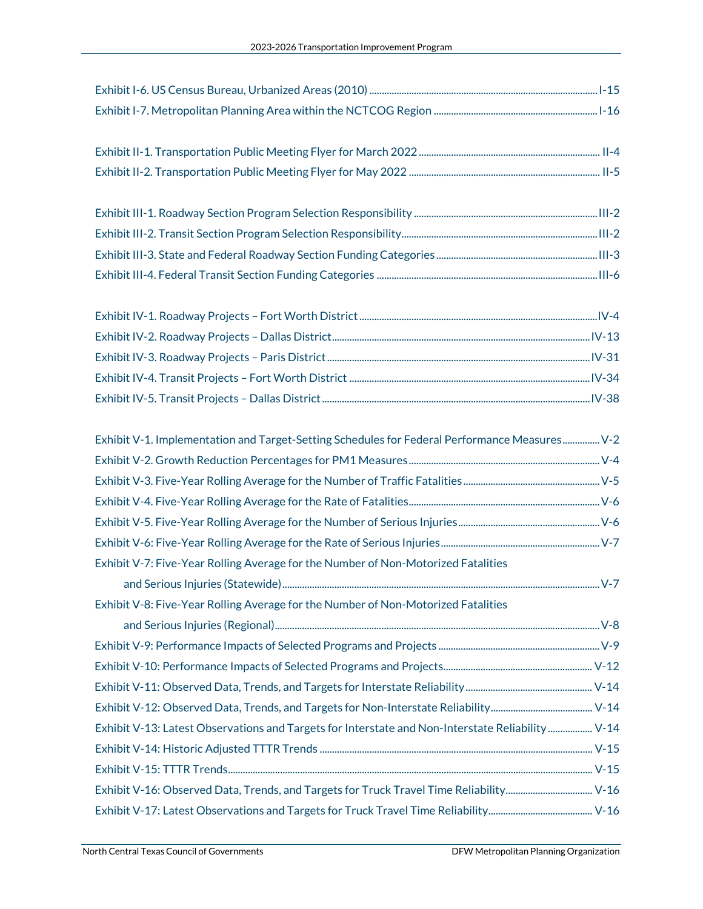Exhibit I-6. US Census Bureau, Urbanized Areas (2010) ........ I-15
Exhibit I-7. Metropolitan Planning Area within the NCTCOG Region ........ I-16

Exhibit II-1. Transportation Public Meeting Flyer for March 2022 ........ II-4
Exhibit II-2. Transportation Public Meeting Flyer for May 2022 ........ II-5

Exhibit III-1. Roadway Section Program Selection Responsibility ........ III-2
Exhibit III-2. Transit Section Program Selection Responsibility ........ III-2
Exhibit III-3. State and Federal Roadway Section Funding Categories ........ III-3
Exhibit III-4. Federal Transit Section Funding Categories ........ III-6

Exhibit IV-1. Roadway Projects – Fort Worth District ........ IV-4
Exhibit IV-2. Roadway Projects – Dallas District ........ IV-13
Exhibit IV-3. Roadway Projects – Paris District ........ IV-31
Exhibit IV-4. Transit Projects – Fort Worth District ........ IV-34
Exhibit IV-5. Transit Projects – Dallas District ........ IV-38

Exhibit V-1. Implementation and Target-Setting Schedules for Federal Performance Measures ........ V-2
Exhibit V-2. Growth Reduction Percentages for PM1 Measures ........ V-4
Exhibit V-3. Five-Year Rolling Average for the Number of Traffic Fatalities ........ V-5
Exhibit V-4. Five-Year Rolling Average for the Rate of Fatalities ........ V-6
Exhibit V-5. Five-Year Rolling Average for the Number of Serious Injuries ........ V-6
Exhibit V-6: Five-Year Rolling Average for the Rate of Serious Injuries ........ V-7
Exhibit V-7: Five-Year Rolling Average for the Number of Non-Motorized Fatalities and Serious Injuries (Statewide) ........ V-7
Exhibit V-8: Five-Year Rolling Average for the Number of Non-Motorized Fatalities and Serious Injuries (Regional) ........ V-8
Exhibit V-9: Performance Impacts of Selected Programs and Projects ........ V-9
Exhibit V-10: Performance Impacts of Selected Programs and Projects ........ V-12
Exhibit V-11: Observed Data, Trends, and Targets for Interstate Reliability ........ V-14
Exhibit V-12: Observed Data, Trends, and Targets for Non-Interstate Reliability ........ V-14
Exhibit V-13: Latest Observations and Targets for Interstate and Non-Interstate Reliability ........ V-14
Exhibit V-14: Historic Adjusted TTTR Trends ........ V-15
Exhibit V-15: TTTR Trends ........ V-15
Exhibit V-16: Observed Data, Trends, and Targets for Truck Travel Time Reliability ........ V-16
Exhibit V-17: Latest Observations and Targets for Truck Travel Time Reliability ........ V-16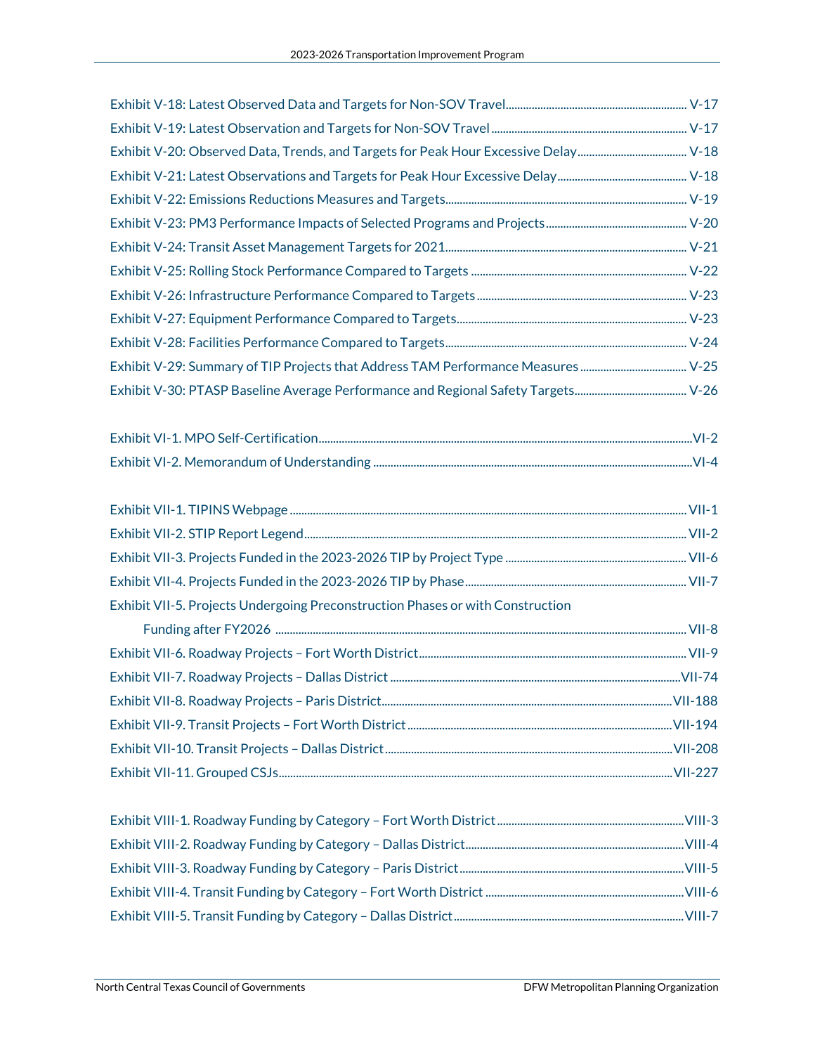Exhibit V-18: Latest Observed Data and Targets for Non-SOV Travel ..... V-17
Exhibit V-19: Latest Observation and Targets for Non-SOV Travel ..... V-17
Exhibit V-20: Observed Data, Trends, and Targets for Peak Hour Excessive Delay ..... V-18
Exhibit V-21: Latest Observations and Targets for Peak Hour Excessive Delay ..... V-18
Exhibit V-22: Emissions Reductions Measures and Targets ..... V-19
Exhibit V-23: PM3 Performance Impacts of Selected Programs and Projects ..... V-20
Exhibit V-24: Transit Asset Management Targets for 2021 ..... V-21
Exhibit V-25: Rolling Stock Performance Compared to Targets ..... V-22
Exhibit V-26: Infrastructure Performance Compared to Targets ..... V-23
Exhibit V-27: Equipment Performance Compared to Targets ..... V-23
Exhibit V-28: Facilities Performance Compared to Targets ..... V-24
Exhibit V-29: Summary of TIP Projects that Address TAM Performance Measures ..... V-25
Exhibit V-30: PTASP Baseline Average Performance and Regional Safety Targets ..... V-26

Exhibit VI-1. MPO Self-Certification ..... VI-2
Exhibit VI-2. Memorandum of Understanding ..... VI-4

Exhibit VII-1. TIPINS Webpage ..... VII-1
Exhibit VII-2. STIP Report Legend ..... VII-2
Exhibit VII-3. Projects Funded in the 2023-2026 TIP by Project Type ..... VII-6
Exhibit VII-4. Projects Funded in the 2023-2026 TIP by Phase ..... VII-7
Exhibit VII-5. Projects Undergoing Preconstruction Phases or with Construction Funding after FY2026 ..... VII-8
Exhibit VII-6. Roadway Projects – Fort Worth District ..... VII-9
Exhibit VII-7. Roadway Projects – Dallas District ..... VII-74
Exhibit VII-8. Roadway Projects – Paris District ..... VII-188
Exhibit VII-9. Transit Projects – Fort Worth District ..... VII-194
Exhibit VII-10. Transit Projects – Dallas District ..... VII-208
Exhibit VII-11. Grouped CSJs ..... VII-227

Exhibit VIII-1. Roadway Funding by Category – Fort Worth District ..... VIII-3
Exhibit VIII-2. Roadway Funding by Category – Dallas District ..... VIII-4
Exhibit VIII-3. Roadway Funding by Category – Paris District ..... VIII-5
Exhibit VIII-4. Transit Funding by Category – Fort Worth District ..... VIII-6
Exhibit VIII-5. Transit Funding by Category – Dallas District ..... VIII-7